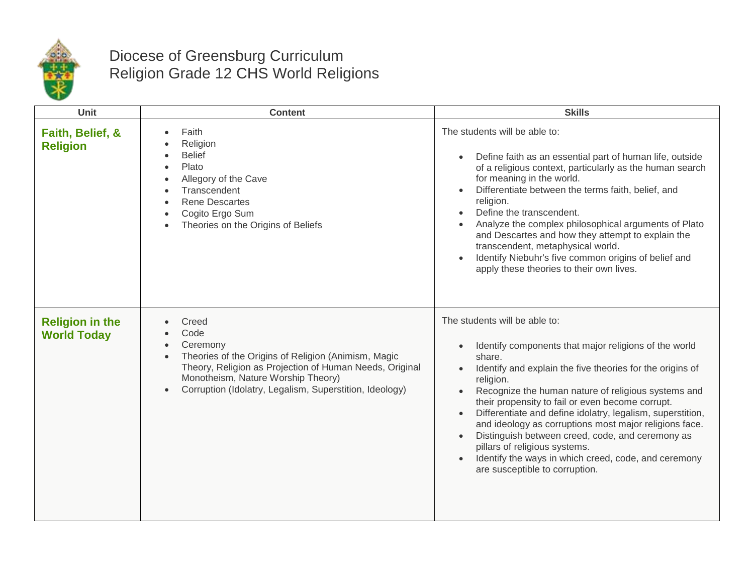# Diocese of Greensburg Curriculum
## Religion Grade 12 CHS World Religions

| Unit | Content | Skills |
|---|---|---|
| **Faith, Belief, & Religion** | • Faith<br>• Religion<br>• Belief<br>• Plato<br>• Allegory of the Cave<br>• Transcendent<br>• Rene Descartes<br>• Cogito Ergo Sum<br>• Theories on the Origins of Beliefs | The students will be able to:<br><br>• Define faith as an essential part of human life, outside of a religious context, particularly as the human search for meaning in the world.<br>• Differentiate between the terms faith, belief, and religion.<br>• Define the transcendent.<br>• Analyze the complex philosophical arguments of Plato and Descartes and how they attempt to explain the transcendent, metaphysical world.<br>• Identify Niebuhr's five common origins of belief and apply these theories to their own lives. |
| **Religion in the World Today** | • Creed<br>• Code<br>• Ceremony<br>• Theories of the Origins of Religion (Animism, Magic Theory, Religion as Projection of Human Needs, Original Monotheism, Nature Worship Theory)<br>• Corruption (Idolatry, Legalism, Superstition, Ideology) | The students will be able to:<br><br>• Identify components that major religions of the world share.<br>• Identify and explain the five theories for the origins of religion.<br>• Recognize the human nature of religious systems and their propensity to fail or even become corrupt.<br>• Differentiate and define idolatry, legalism, superstition, and ideology as corruptions most major religions face.<br>• Distinguish between creed, code, and ceremony as pillars of religious systems.<br>• Identify the ways in which creed, code, and ceremony are susceptible to corruption. |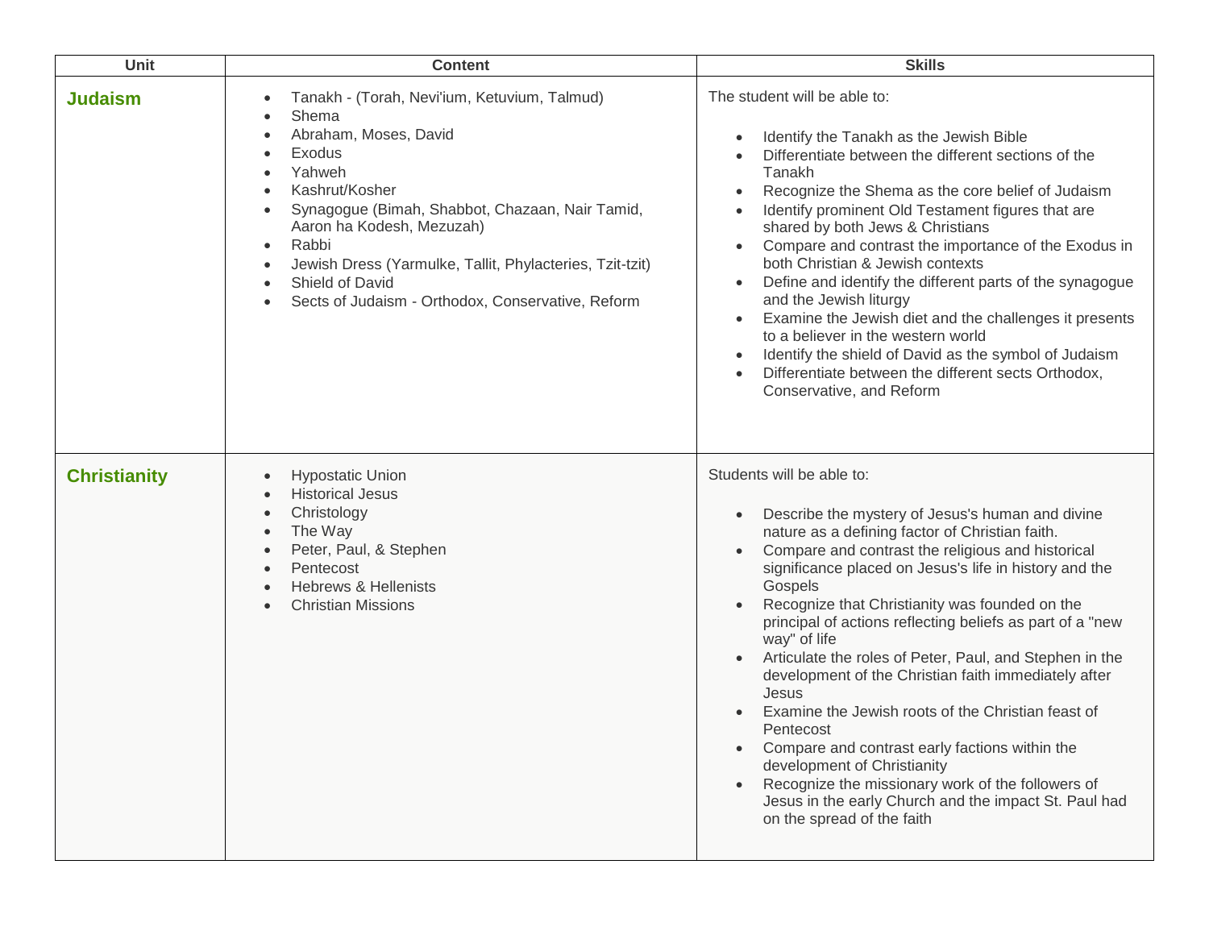| Unit | Content | Skills |
|---|---|---|
| **Judaism** | • Tanakh - (Torah, Nevi'ium, Ketuvium, Talmud)<br>• Shema<br>• Abraham, Moses, David<br>• Exodus<br>• Yahweh<br>• Kashrut/Kosher<br>• Synagogue (Bimah, Shabbot, Chazaan, Nair Tamid, Aaron ha Kodesh, Mezuzah)<br>• Rabbi<br>• Jewish Dress (Yarmulke, Tallit, Phylacteries, Tzit-tzit)<br>• Shield of David<br>• Sects of Judaism - Orthodox, Conservative, Reform | The student will be able to:<br><br>• Identify the Tanakh as the Jewish Bible<br>• Differentiate between the different sections of the Tanakh<br>• Recognize the Shema as the core belief of Judaism<br>• Identify prominent Old Testament figures that are shared by both Jews & Christians<br>• Compare and contrast the importance of the Exodus in both Christian & Jewish contexts<br>• Define and identify the different parts of the synagogue and the Jewish liturgy<br>• Examine the Jewish diet and the challenges it presents to a believer in the western world<br>• Identify the shield of David as the symbol of Judaism<br>• Differentiate between the different sects Orthodox, Conservative, and Reform |
| **Christianity** | • Hypostatic Union<br>• Historical Jesus<br>• Christology<br>• The Way<br>• Peter, Paul, & Stephen<br>• Pentecost<br>• Hebrews & Hellenists<br>• Christian Missions | Students will be able to:<br><br>• Describe the mystery of Jesus's human and divine nature as a defining factor of Christian faith.<br>• Compare and contrast the religious and historical significance placed on Jesus's life in history and the Gospels<br>• Recognize that Christianity was founded on the principal of actions reflecting beliefs as part of a "new way" of life<br>• Articulate the roles of Peter, Paul, and Stephen in the development of the Christian faith immediately after Jesus<br>• Examine the Jewish roots of the Christian feast of Pentecost<br>• Compare and contrast early factions within the development of Christianity<br>• Recognize the missionary work of the followers of Jesus in the early Church and the impact St. Paul had on the spread of the faith |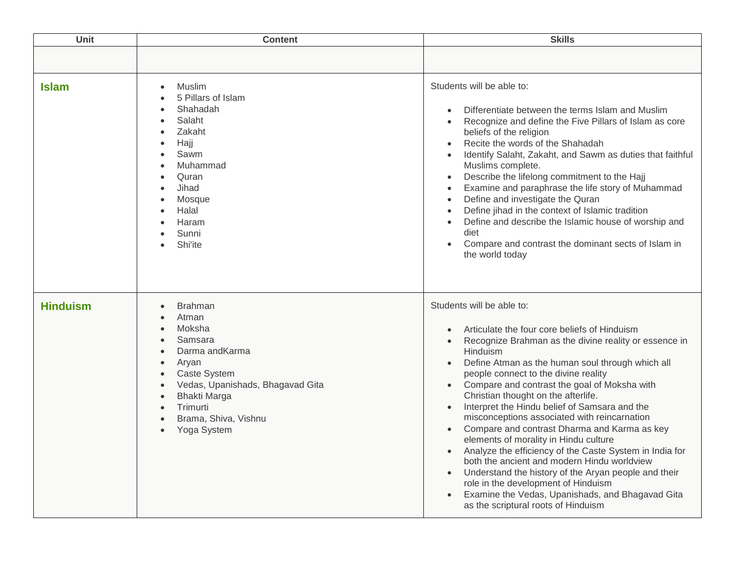| Unit | Content | Skills |
|---|---|---|
| | | |
| **Islam** | • Muslim<br>• 5 Pillars of Islam<br>• Shahadah<br>• Salaht<br>• Zakaht<br>• Hajj<br>• Sawm<br>• Muhammad<br>• Quran<br>• Jihad<br>• Mosque<br>• Halal<br>• Haram<br>• Sunni<br>• Shi'ite | Students will be able to:<br><br>• Differentiate between the terms Islam and Muslim<br>• Recognize and define the Five Pillars of Islam as core beliefs of the religion<br>• Recite the words of the Shahadah<br>• Identify Salaht, Zakaht, and Sawm as duties that faithful Muslims complete.<br>• Describe the lifelong commitment to the Hajj<br>• Examine and paraphrase the life story of Muhammad<br>• Define and investigate the Quran<br>• Define jihad in the context of Islamic tradition<br>• Define and describe the Islamic house of worship and diet<br>• Compare and contrast the dominant sects of Islam in the world today |
| **Hinduism** | • Brahman<br>• Atman<br>• Moksha<br>• Samsara<br>• Darma andKarma<br>• Aryan<br>• Caste System<br>• Vedas, Upanishads, Bhagavad Gita<br>• Bhakti Marga<br>• Trimurti<br>• Brama, Shiva, Vishnu<br>• Yoga System | Students will be able to:<br><br>• Articulate the four core beliefs of Hinduism<br>• Recognize Brahman as the divine reality or essence in Hinduism<br>• Define Atman as the human soul through which all people connect to the divine reality<br>• Compare and contrast the goal of Moksha with Christian thought on the afterlife.<br>• Interpret the Hindu belief of Samsara and the misconceptions associated with reincarnation<br>• Compare and contrast Dharma and Karma as key elements of morality in Hindu culture<br>• Analyze the efficiency of the Caste System in India for both the ancient and modern Hindu worldview<br>• Understand the history of the Aryan people and their role in the development of Hinduism<br>• Examine the Vedas, Upanishads, and Bhagavad Gita as the scriptural roots of Hinduism |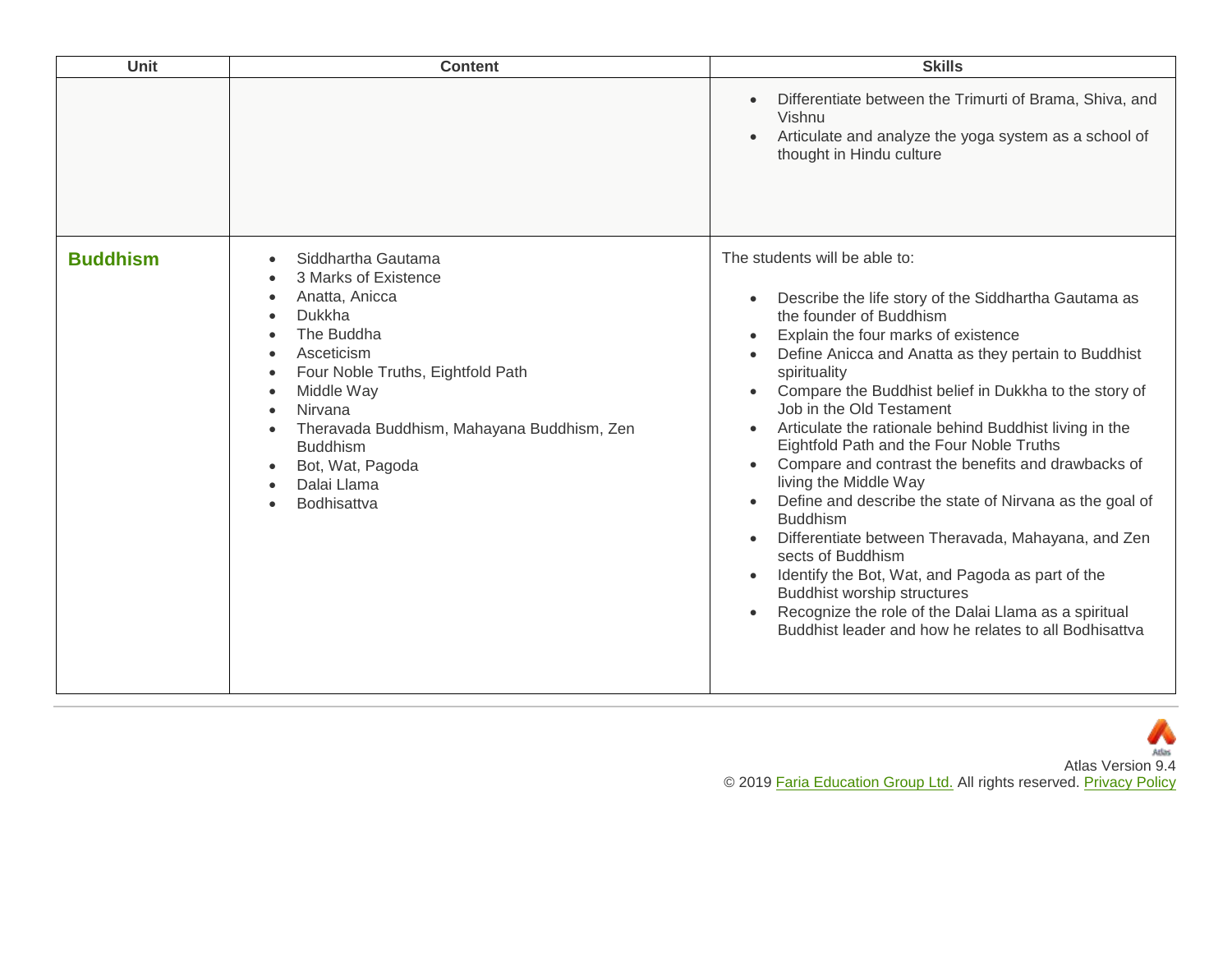| Unit | Content | Skills |
|---|---|---|
| | | <ul><li>Differentiate between the Trimurti of Brama, Shiva, and Vishnu</li><li>Articulate and analyze the yoga system as a school of thought in Hindu culture</li></ul> |
| **Buddhism** | <ul><li>Siddhartha Gautama</li><li>3 Marks of Existence</li><li>Anatta, Anicca</li><li>Dukkha</li><li>The Buddha</li><li>Asceticism</li><li>Four Noble Truths, Eightfold Path</li><li>Middle Way</li><li>Nirvana</li><li>Theravada Buddhism, Mahayana Buddhism, Zen Buddhism</li><li>Bot, Wat, Pagoda</li><li>Dalai Llama</li><li>Bodhisattva</li></ul> | The students will be able to:<ul><li>Describe the life story of the Siddhartha Gautama as the founder of Buddhism</li><li>Explain the four marks of existence</li><li>Define Anicca and Anatta as they pertain to Buddhist spirituality</li><li>Compare the Buddhist belief in Dukkha to the story of Job in the Old Testament</li><li>Articulate the rationale behind Buddhist living in the Eightfold Path and the Four Noble Truths</li><li>Compare and contrast the benefits and drawbacks of living the Middle Way</li><li>Define and describe the state of Nirvana as the goal of Buddhism</li><li>Differentiate between Theravada, Mahayana, and Zen sects of Buddhism</li><li>Identify the Bot, Wat, and Pagoda as part of the Buddhist worship structures</li><li>Recognize the role of the Dalai Llama as a spiritual Buddhist leader and how he relates to all Bodhisattva</li></ul> |